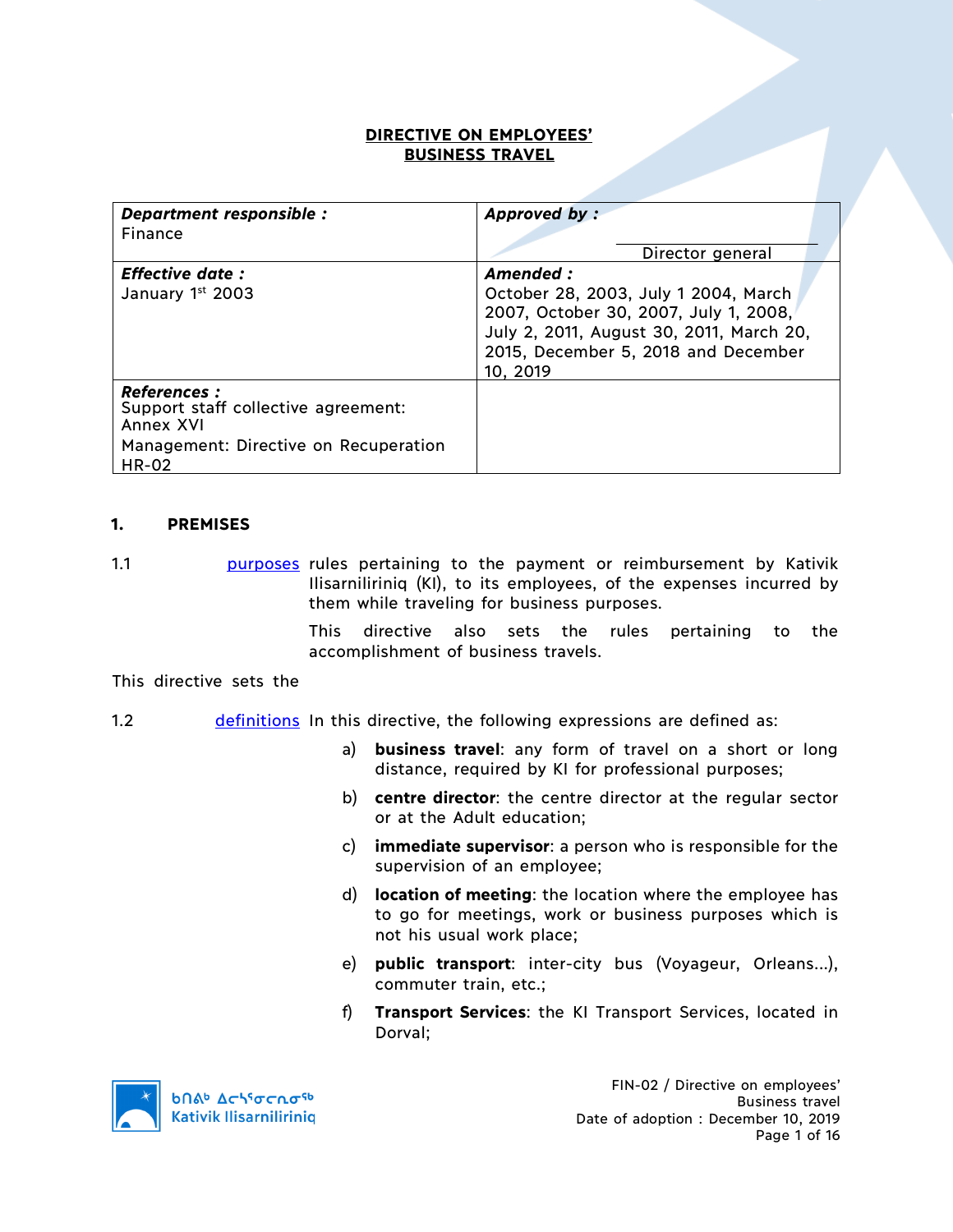# DIRECTIVE ON EMPLOYEES' BUSINESS TRAVEL

| ***Department responsible :*** Finance | ***Approved by :*** Director general |
|---|---|
| ***Effective date :*** January 1st 2003 | ***Amended :*** October 28, 2003, July 1 2004, March 2007, October 30, 2007, July 1, 2008, July 2, 2011, August 30, 2011, March 20, 2015, December 5, 2018 and December 10, 2019 |
| ***References :*** Support staff collective agreement: Annex XVI<br>Management: Directive on Recuperation HR-02 | |

## 1. PREMISES

1.1 purposes rules pertaining to the payment or reimbursement by Kativik Ilisarniliriniq (KI), to its employees, of the expenses incurred by them while traveling for business purposes.

This directive also sets the rules pertaining to the accomplishment of business travels.

This directive sets the

1.2 definitions In this directive, the following expressions are defined as:

a) **business travel**: any form of travel on a short or long distance, required by KI for professional purposes;

b) **centre director**: the centre director at the regular sector or at the Adult education;

c) **immediate supervisor**: a person who is responsible for the supervision of an employee;

d) **location of meeting**: the location where the employee has to go for meetings, work or business purposes which is not his usual work place;

e) **public transport**: inter-city bus (Voyageur, Orleans...), commuter train, etc.;

f) **Transport Services**: the KI Transport Services, located in Dorval;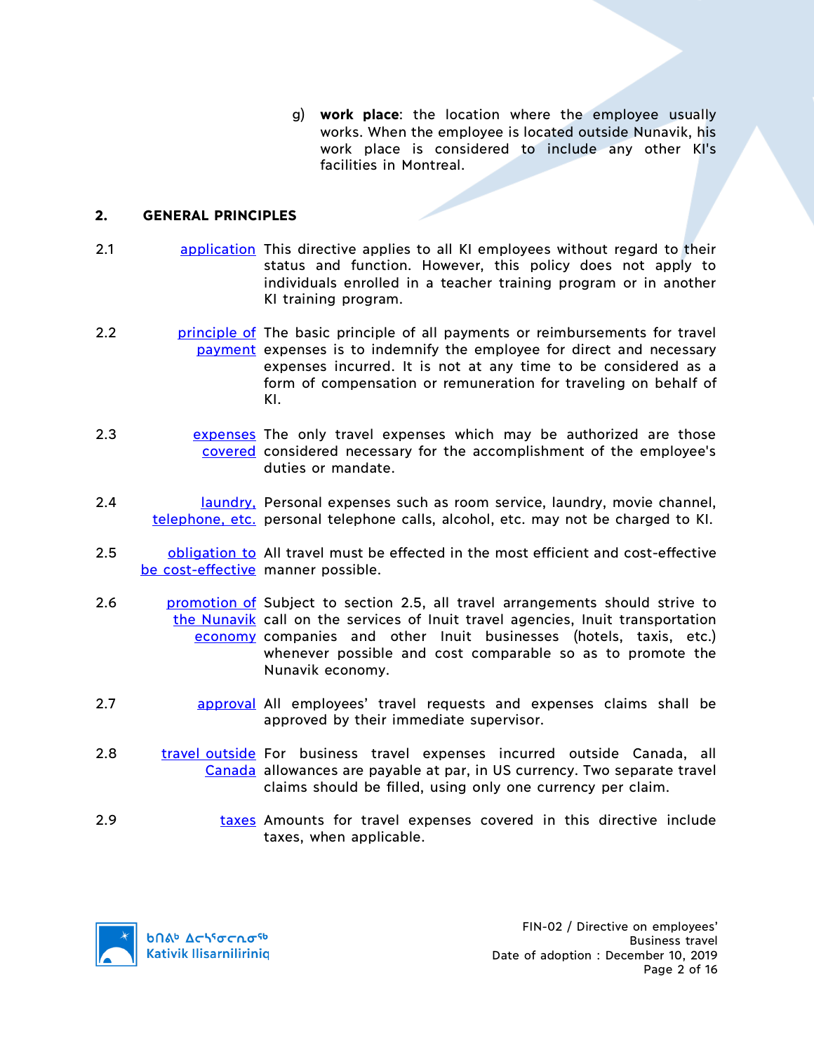g) **work place**: the location where the employee usually works. When the employee is located outside Nunavik, his work place is considered to include any other KI's facilities in Montreal.

## 2. GENERAL PRINCIPLES

2.1 application — This directive applies to all KI employees without regard to their status and function. However, this policy does not apply to individuals enrolled in a teacher training program or in another KI training program.

2.2 principle of payment — The basic principle of all payments or reimbursements for travel expenses is to indemnify the employee for direct and necessary expenses incurred. It is not at any time to be considered as a form of compensation or remuneration for traveling on behalf of KI.

2.3 expenses covered — The only travel expenses which may be authorized are those considered necessary for the accomplishment of the employee's duties or mandate.

2.4 laundry, telephone, etc. — Personal expenses such as room service, laundry, movie channel, personal telephone calls, alcohol, etc. may not be charged to KI.

2.5 obligation to be cost-effective — All travel must be effected in the most efficient and cost-effective manner possible.

2.6 promotion of the Nunavik economy — Subject to section 2.5, all travel arrangements should strive to call on the services of Inuit travel agencies, Inuit transportation companies and other Inuit businesses (hotels, taxis, etc.) whenever possible and cost comparable so as to promote the Nunavik economy.

2.7 approval — All employees' travel requests and expenses claims shall be approved by their immediate supervisor.

2.8 travel outside Canada — For business travel expenses incurred outside Canada, all allowances are payable at par, in US currency. Two separate travel claims should be filled, using only one currency per claim.

2.9 taxes — Amounts for travel expenses covered in this directive include taxes, when applicable.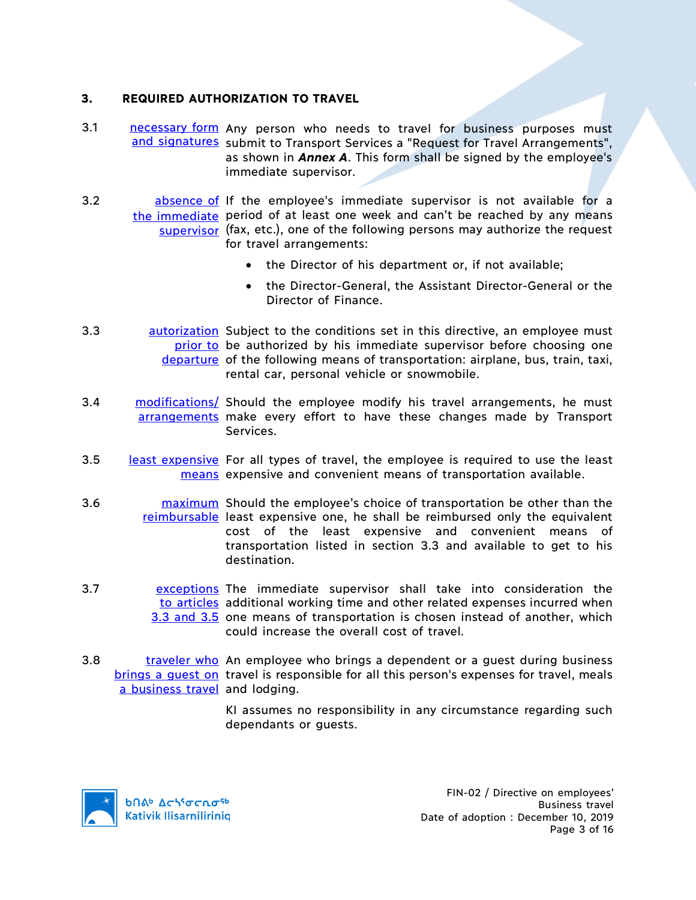### 3. REQUIRED AUTHORIZATION TO TRAVEL

3.1 necessary form and signatures — Any person who needs to travel for business purposes must submit to Transport Services a "Request for Travel Arrangements", as shown in ***Annex A***. This form shall be signed by the employee's immediate supervisor.

3.2 absence of the immediate supervisor — If the employee's immediate supervisor is not available for a period of at least one week and can't be reached by any means (fax, etc.), one of the following persons may authorize the request for travel arrangements:

- the Director of his department or, if not available;
- the Director-General, the Assistant Director-General or the Director of Finance.

3.3 autorization prior to departure — Subject to the conditions set in this directive, an employee must be authorized by his immediate supervisor before choosing one of the following means of transportation: airplane, bus, train, taxi, rental car, personal vehicle or snowmobile.

3.4 modifications/ arrangements — Should the employee modify his travel arrangements, he must make every effort to have these changes made by Transport Services.

3.5 least expensive means — For all types of travel, the employee is required to use the least expensive and convenient means of transportation available.

3.6 maximum reimbursable — Should the employee's choice of transportation be other than the least expensive one, he shall be reimbursed only the equivalent cost of the least expensive and convenient means of transportation listed in section 3.3 and available to get to his destination.

3.7 exceptions to articles 3.3 and 3.5 — The immediate supervisor shall take into consideration the additional working time and other related expenses incurred when one means of transportation is chosen instead of another, which could increase the overall cost of travel.

3.8 traveler who brings a guest on a business travel — An employee who brings a dependent or a guest during business travel is responsible for all this person's expenses for travel, meals and lodging.

KI assumes no responsibility in any circumstance regarding such dependants or guests.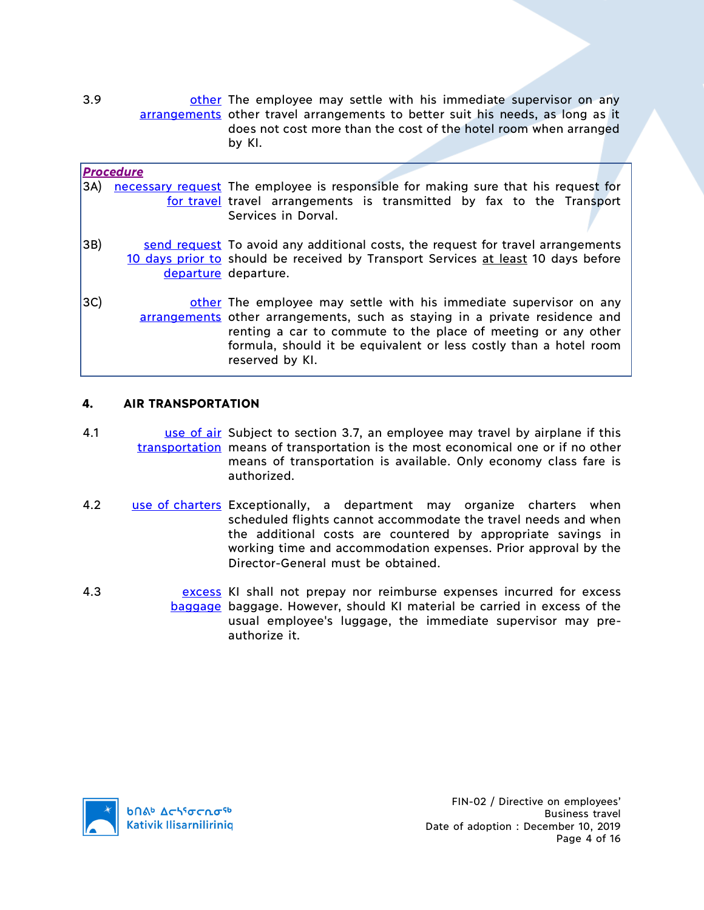3.9 **other arrangements** The employee may settle with his immediate supervisor on any other travel arrangements to better suit his needs, as long as it does not cost more than the cost of the hotel room when arranged by KI.

***Procedure***

3A) **necessary request for travel** The employee is responsible for making sure that his request for travel arrangements is transmitted by fax to the Transport Services in Dorval.

3B) **send request 10 days prior to departure** To avoid any additional costs, the request for travel arrangements should be received by Transport Services <u>at least</u> 10 days before departure.

3C) **other arrangements** The employee may settle with his immediate supervisor on any other arrangements, such as staying in a private residence and renting a car to commute to the place of meeting or any other formula, should it be equivalent or less costly than a hotel room reserved by KI.

## 4. AIR TRANSPORTATION

4.1 **use of air transportation** Subject to section 3.7, an employee may travel by airplane if this means of transportation is the most economical one or if no other means of transportation is available. Only economy class fare is authorized.

4.2 **use of charters** Exceptionally, a department may organize charters when scheduled flights cannot accommodate the travel needs and when the additional costs are countered by appropriate savings in working time and accommodation expenses. Prior approval by the Director-General must be obtained.

4.3 **excess baggage** KI shall not prepay nor reimburse expenses incurred for excess baggage. However, should KI material be carried in excess of the usual employee's luggage, the immediate supervisor may pre-authorize it.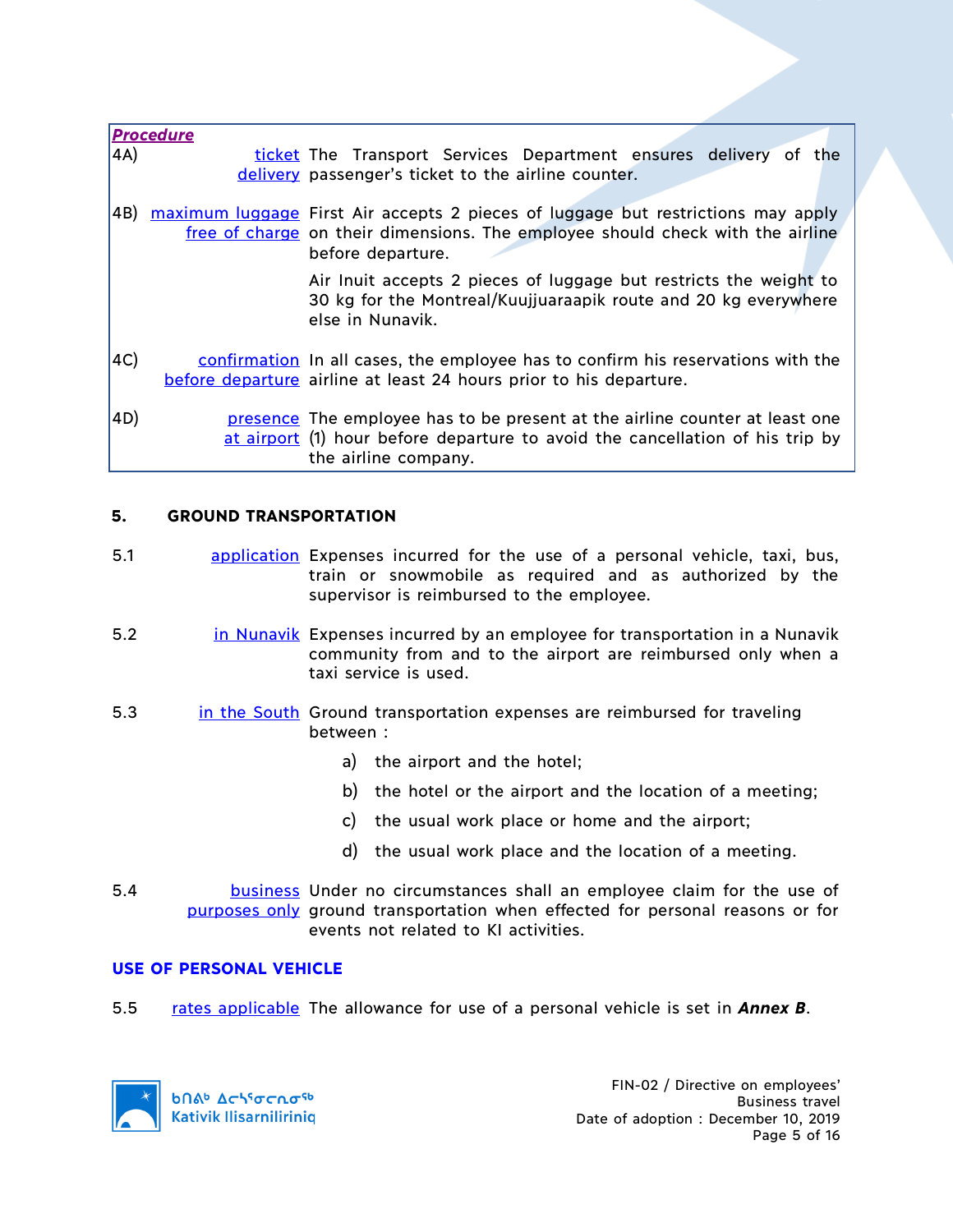***Procedure***

4A) **ticket delivery** The Transport Services Department ensures delivery of the passenger's ticket to the airline counter.

4B) **maximum luggage free of charge** First Air accepts 2 pieces of luggage but restrictions may apply on their dimensions. The employee should check with the airline before departure.

Air Inuit accepts 2 pieces of luggage but restricts the weight to 30 kg for the Montreal/Kuujjuaraapik route and 20 kg everywhere else in Nunavik.

4C) **confirmation before departure** In all cases, the employee has to confirm his reservations with the airline at least 24 hours prior to his departure.

4D) **presence at airport** The employee has to be present at the airline counter at least one (1) hour before departure to avoid the cancellation of his trip by the airline company.

## 5. GROUND TRANSPORTATION

5.1 **application** Expenses incurred for the use of a personal vehicle, taxi, bus, train or snowmobile as required and as authorized by the supervisor is reimbursed to the employee.

5.2 **in Nunavik** Expenses incurred by an employee for transportation in a Nunavik community from and to the airport are reimbursed only when a taxi service is used.

5.3 **in the South** Ground transportation expenses are reimbursed for traveling between :

a) the airport and the hotel;

b) the hotel or the airport and the location of a meeting;

c) the usual work place or home and the airport;

d) the usual work place and the location of a meeting.

5.4 **business purposes only** Under no circumstances shall an employee claim for the use of ground transportation when effected for personal reasons or for events not related to KI activities.

### USE OF PERSONAL VEHICLE

5.5 **rates applicable** The allowance for use of a personal vehicle is set in ***Annex B***.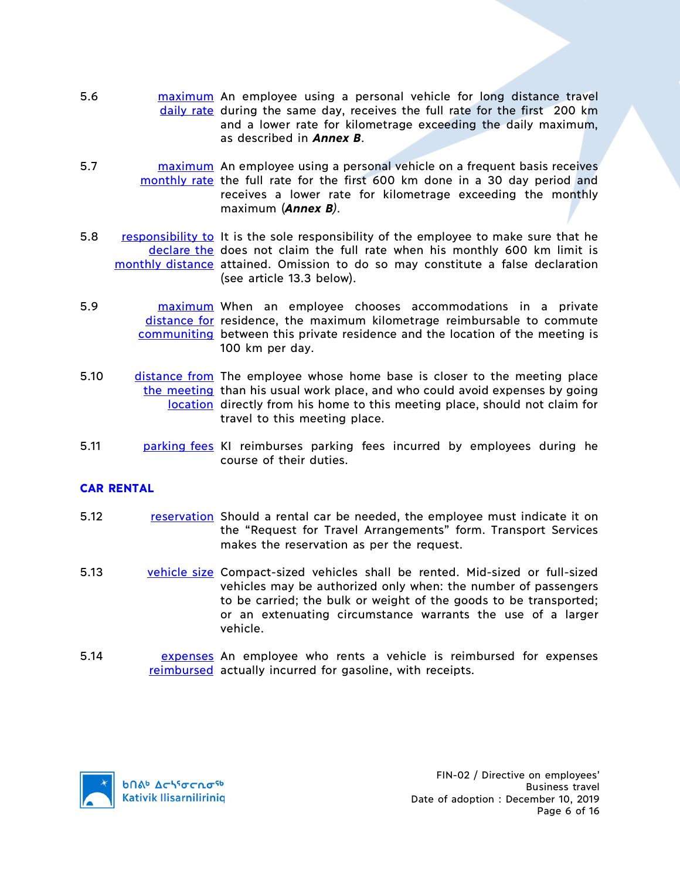5.6 maximum daily rate — An employee using a personal vehicle for long distance travel during the same day, receives the full rate for the first 200 km and a lower rate for kilometrage exceeding the daily maximum, as described in ***Annex B***.

5.7 maximum monthly rate — An employee using a personal vehicle on a frequent basis receives the full rate for the first 600 km done in a 30 day period and receives a lower rate for kilometrage exceeding the monthly maximum (***Annex B***).

5.8 responsibility to declare the monthly distance — It is the sole responsibility of the employee to make sure that he does not claim the full rate when his monthly 600 km limit is attained. Omission to do so may constitute a false declaration (see article 13.3 below).

5.9 maximum distance for communiting — When an employee chooses accommodations in a private residence, the maximum kilometrage reimbursable to commute between this private residence and the location of the meeting is 100 km per day.

5.10 distance from the meeting location — The employee whose home base is closer to the meeting place than his usual work place, and who could avoid expenses by going directly from his home to this meeting place, should not claim for travel to this meeting place.

5.11 parking fees — KI reimburses parking fees incurred by employees during he course of their duties.

## CAR RENTAL

5.12 reservation — Should a rental car be needed, the employee must indicate it on the “Request for Travel Arrangements” form. Transport Services makes the reservation as per the request.

5.13 vehicle size — Compact-sized vehicles shall be rented. Mid-sized or full-sized vehicles may be authorized only when: the number of passengers to be carried; the bulk or weight of the goods to be transported; or an extenuating circumstance warrants the use of a larger vehicle.

5.14 expenses reimbursed — An employee who rents a vehicle is reimbursed for expenses actually incurred for gasoline, with receipts.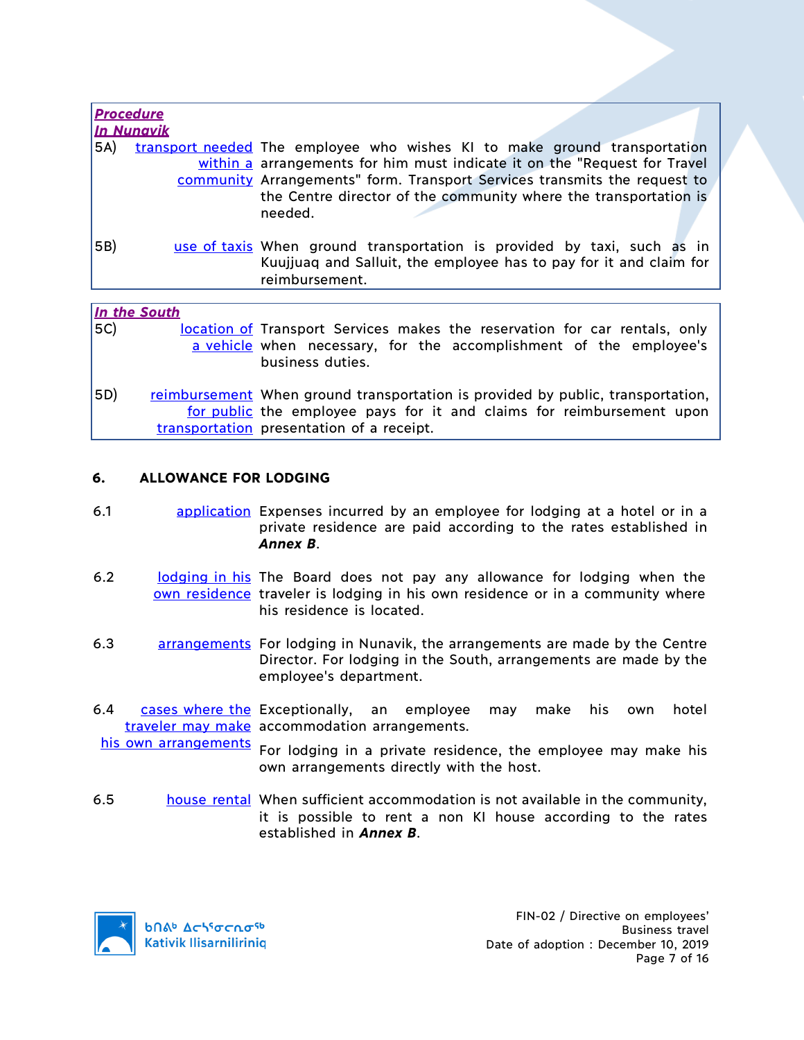***Procedure***

***In Nunavik***

| | | |
|---|---|---|
| 5A) | transport needed within a community | The employee who wishes KI to make ground transportation arrangements for him must indicate it on the "Request for Travel Arrangements" form. Transport Services transmits the request to the Centre director of the community where the transportation is needed. |
| 5B) | use of taxis | When ground transportation is provided by taxi, such as in Kuujjuaq and Salluit, the employee has to pay for it and claim for reimbursement. |

***In the South***

| | | |
|---|---|---|
| 5C) | location of a vehicle | Transport Services makes the reservation for car rentals, only when necessary, for the accomplishment of the employee's business duties. |
| 5D) | reimbursement for public transportation | When ground transportation is provided by public, transportation, the employee pays for it and claims for reimbursement upon presentation of a receipt. |

## 6. ALLOWANCE FOR LODGING

| | | |
|---|---|---|
| 6.1 | application | Expenses incurred by an employee for lodging at a hotel or in a private residence are paid according to the rates established in ***Annex B***. |
| 6.2 | lodging in his own residence | The Board does not pay any allowance for lodging when the traveler is lodging in his own residence or in a community where his residence is located. |
| 6.3 | arrangements | For lodging in Nunavik, the arrangements are made by the Centre Director. For lodging in the South, arrangements are made by the employee's department. |
| 6.4 | cases where the traveler may make his own arrangements | Exceptionally, an employee may make his own hotel accommodation arrangements.<br><br>For lodging in a private residence, the employee may make his own arrangements directly with the host. |
| 6.5 | house rental | When sufficient accommodation is not available in the community, it is possible to rent a non KI house according to the rates established in ***Annex B***. |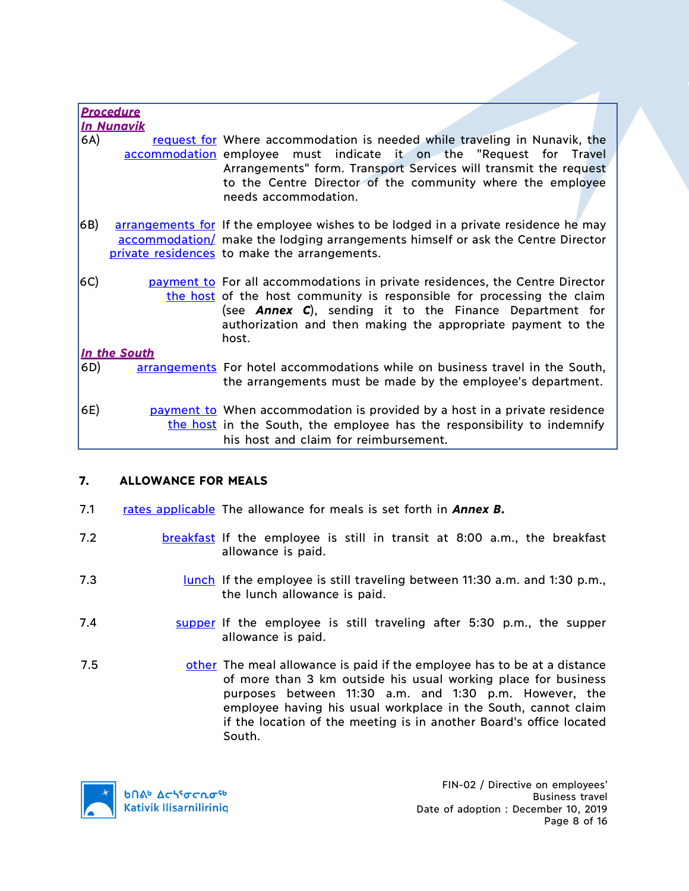***Procedure***

***In Nunavik***

6A) request for accommodation — Where accommodation is needed while traveling in Nunavik, the employee must indicate it on the "Request for Travel Arrangements" form. Transport Services will transmit the request to the Centre Director of the community where the employee needs accommodation.

6B) arrangements for accommodation/ private residences — If the employee wishes to be lodged in a private residence he may make the lodging arrangements himself or ask the Centre Director to make the arrangements.

6C) payment to the host — For all accommodations in private residences, the Centre Director of the host community is responsible for processing the claim (see ***Annex C***), sending it to the Finance Department for authorization and then making the appropriate payment to the host.

***In the South***

6D) arrangements — For hotel accommodations while on business travel in the South, the arrangements must be made by the employee's department.

6E) payment to the host — When accommodation is provided by a host in a private residence in the South, the employee has the responsibility to indemnify his host and claim for reimbursement.

## 7. ALLOWANCE FOR MEALS

7.1 rates applicable — The allowance for meals is set forth in ***Annex B.***

7.2 breakfast — If the employee is still in transit at 8:00 a.m., the breakfast allowance is paid.

7.3 lunch — If the employee is still traveling between 11:30 a.m. and 1:30 p.m., the lunch allowance is paid.

7.4 supper — If the employee is still traveling after 5:30 p.m., the supper allowance is paid.

7.5 other — The meal allowance is paid if the employee has to be at a distance of more than 3 km outside his usual working place for business purposes between 11:30 a.m. and 1:30 p.m. However, the employee having his usual workplace in the South, cannot claim if the location of the meeting is in another Board's office located South.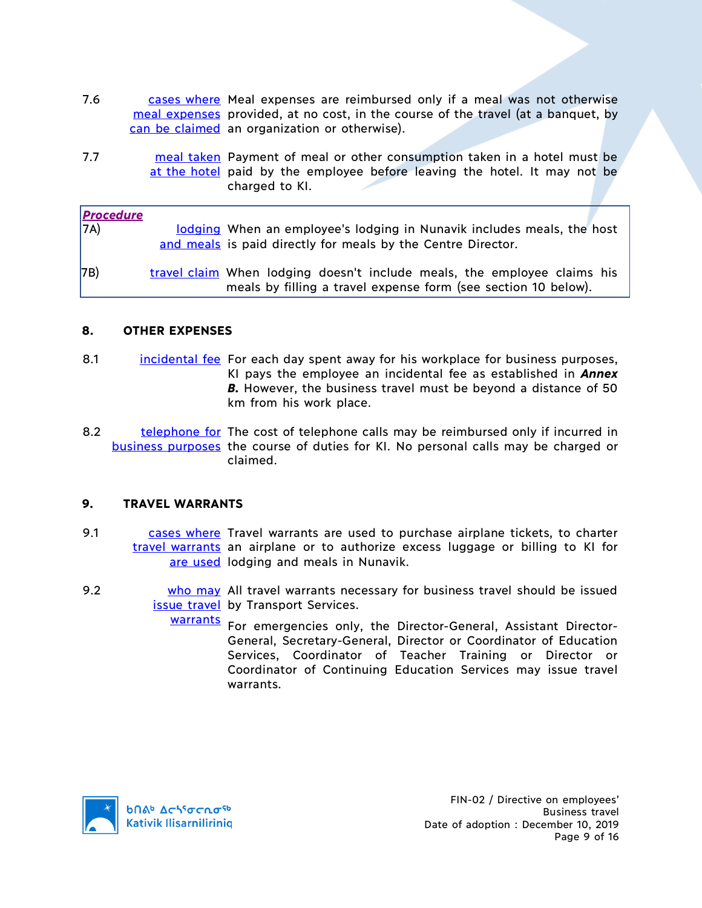7.6 cases where meal expenses can be claimed — Meal expenses are reimbursed only if a meal was not otherwise provided, at no cost, in the course of the travel (at a banquet, by an organization or otherwise).

7.7 meal taken at the hotel — Payment of meal or other consumption taken in a hotel must be paid by the employee before leaving the hotel. It may not be charged to KI.

***Procedure***

7A) lodging and meals — When an employee's lodging in Nunavik includes meals, the host is paid directly for meals by the Centre Director.

7B) travel claim — When lodging doesn't include meals, the employee claims his meals by filling a travel expense form (see section 10 below).

## 8. OTHER EXPENSES

8.1 incidental fee — For each day spent away for his workplace for business purposes, KI pays the employee an incidental fee as established in ***Annex B.*** However, the business travel must be beyond a distance of 50 km from his work place.

8.2 telephone for business purposes — The cost of telephone calls may be reimbursed only if incurred in the course of duties for KI. No personal calls may be charged or claimed.

## 9. TRAVEL WARRANTS

9.1 cases where travel warrants are used — Travel warrants are used to purchase airplane tickets, to charter an airplane or to authorize excess luggage or billing to KI for lodging and meals in Nunavik.

9.2 who may issue travel warrants — All travel warrants necessary for business travel should be issued by Transport Services.

For emergencies only, the Director-General, Assistant Director-General, Secretary-General, Director or Coordinator of Education Services, Coordinator of Teacher Training or Director or Coordinator of Continuing Education Services may issue travel warrants.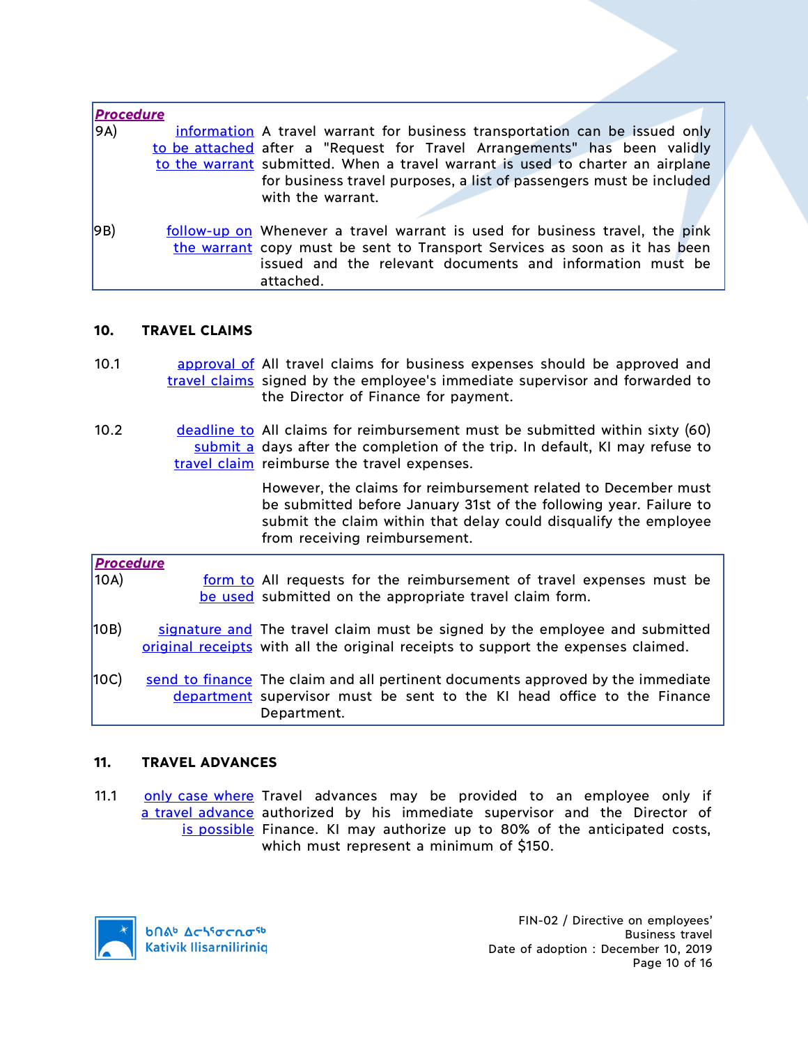***Procedure***

**9A)** information to be attached to the warrant — A travel warrant for business transportation can be issued only after a "Request for Travel Arrangements" has been validly submitted. When a travel warrant is used to charter an airplane for business travel purposes, a list of passengers must be included with the warrant.

**9B)** follow-up on the warrant — Whenever a travel warrant is used for business travel, the pink copy must be sent to Transport Services as soon as it has been issued and the relevant documents and information must be attached.

## 10. TRAVEL CLAIMS

**10.1** approval of travel claims — All travel claims for business expenses should be approved and signed by the employee's immediate supervisor and forwarded to the Director of Finance for payment.

**10.2** deadline to submit a travel claim — All claims for reimbursement must be submitted within sixty (60) days after the completion of the trip. In default, KI may refuse to reimburse the travel expenses.

However, the claims for reimbursement related to December must be submitted before January 31st of the following year. Failure to submit the claim within that delay could disqualify the employee from receiving reimbursement.

***Procedure***

**10A)** form to be used — All requests for the reimbursement of travel expenses must be submitted on the appropriate travel claim form.

**10B)** signature and original receipts — The travel claim must be signed by the employee and submitted with all the original receipts to support the expenses claimed.

**10C)** send to finance department — The claim and all pertinent documents approved by the immediate supervisor must be sent to the KI head office to the Finance Department.

## 11. TRAVEL ADVANCES

**11.1** only case where a travel advance is possible — Travel advances may be provided to an employee only if authorized by his immediate supervisor and the Director of Finance. KI may authorize up to 80% of the anticipated costs, which must represent a minimum of $150.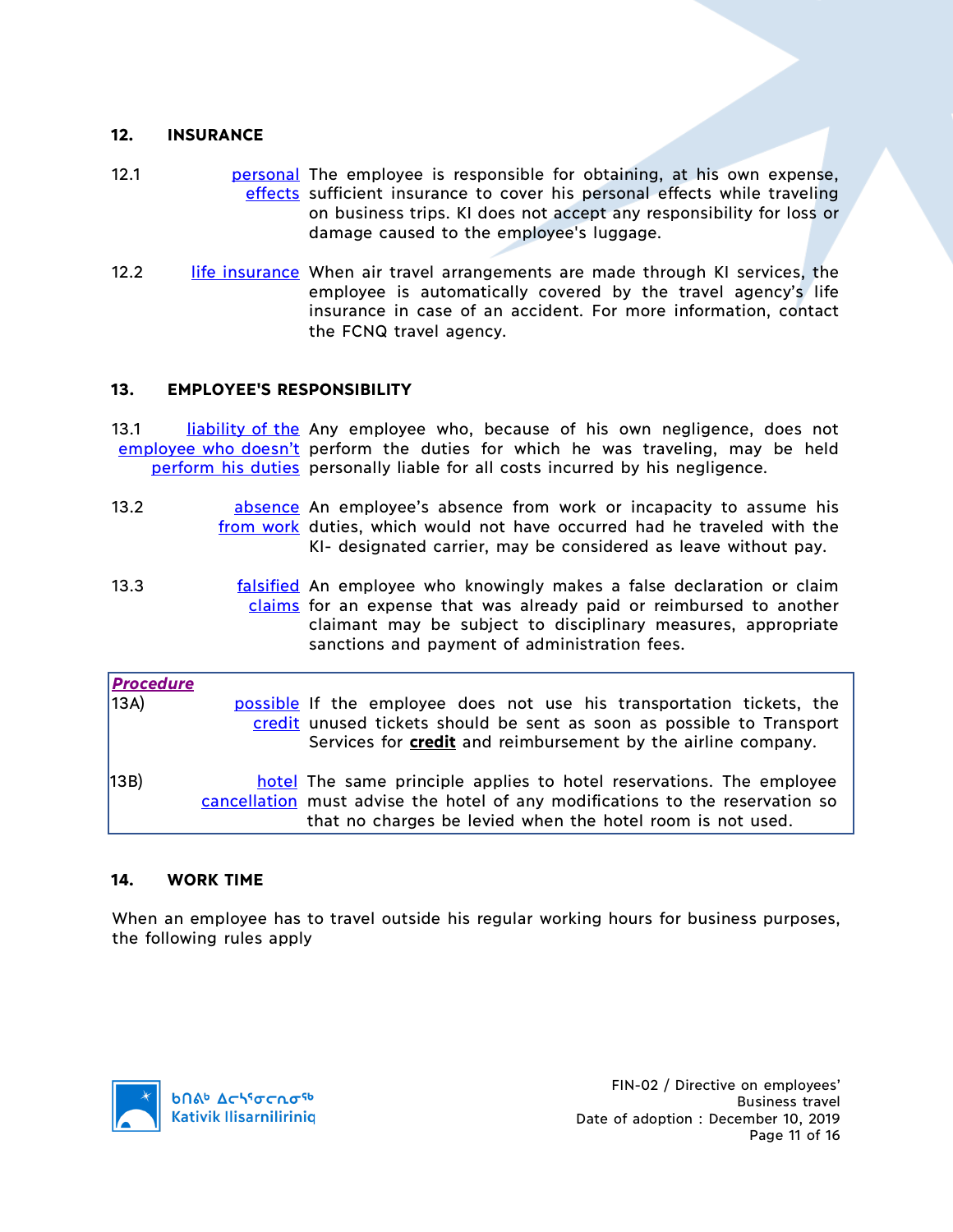## 12. INSURANCE

12.1 **personal effects** The employee is responsible for obtaining, at his own expense, sufficient insurance to cover his personal effects while traveling on business trips. KI does not accept any responsibility for loss or damage caused to the employee's luggage.

12.2 **life insurance** When air travel arrangements are made through KI services, the employee is automatically covered by the travel agency's life insurance in case of an accident. For more information, contact the FCNQ travel agency.

## 13. EMPLOYEE'S RESPONSIBILITY

13.1 **liability of the employee who doesn't perform his duties** Any employee who, because of his own negligence, does not perform the duties for which he was traveling, may be held personally liable for all costs incurred by his negligence.

13.2 **absence from work** An employee's absence from work or incapacity to assume his duties, which would not have occurred had he traveled with the KI- designated carrier, may be considered as leave without pay.

13.3 **falsified claims** An employee who knowingly makes a false declaration or claim for an expense that was already paid or reimbursed to another claimant may be subject to disciplinary measures, appropriate sanctions and payment of administration fees.

***Procedure***

13A) **possible credit** If the employee does not use his transportation tickets, the unused tickets should be sent as soon as possible to Transport Services for **credit** and reimbursement by the airline company.

13B) **hotel cancellation** The same principle applies to hotel reservations. The employee must advise the hotel of any modifications to the reservation so that no charges be levied when the hotel room is not used.

## 14. WORK TIME

When an employee has to travel outside his regular working hours for business purposes, the following rules apply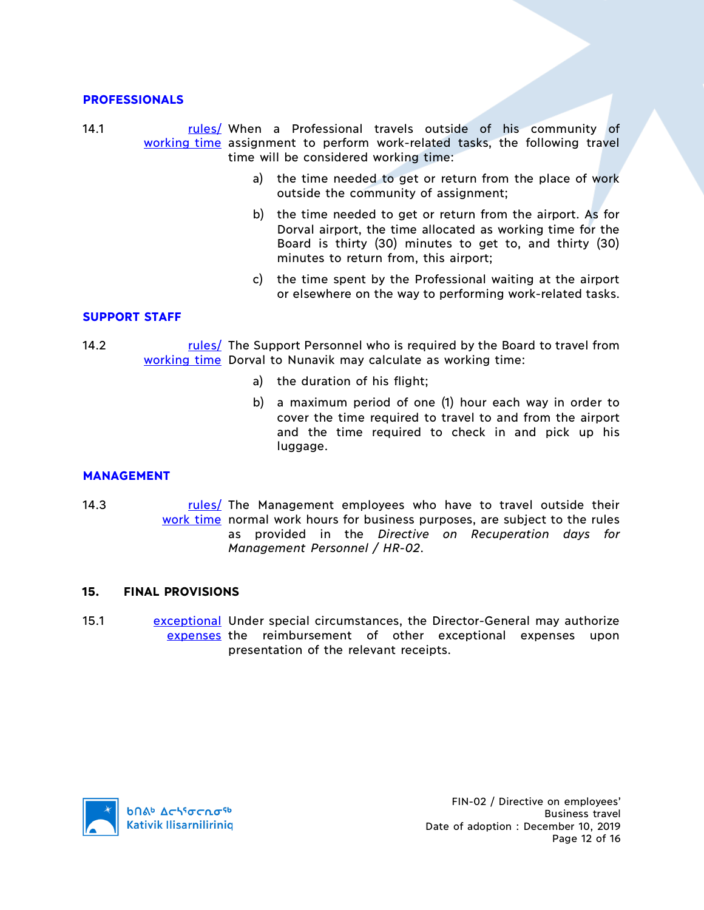### PROFESSIONALS

14.1 rules/ working time When a Professional travels outside of his community of assignment to perform work-related tasks, the following travel time will be considered working time:

a) the time needed to get or return from the place of work outside the community of assignment;

b) the time needed to get or return from the airport. As for Dorval airport, the time allocated as working time for the Board is thirty (30) minutes to get to, and thirty (30) minutes to return from, this airport;

c) the time spent by the Professional waiting at the airport or elsewhere on the way to performing work-related tasks.

### SUPPORT STAFF

14.2 rules/ working time The Support Personnel who is required by the Board to travel from Dorval to Nunavik may calculate as working time:

a) the duration of his flight;

b) a maximum period of one (1) hour each way in order to cover the time required to travel to and from the airport and the time required to check in and pick up his luggage.

### MANAGEMENT

14.3 rules/ work time The Management employees who have to travel outside their normal work hours for business purposes, are subject to the rules as provided in the *Directive on Recuperation days for Management Personnel / HR-02*.

## 15. FINAL PROVISIONS

15.1 exceptional expenses Under special circumstances, the Director-General may authorize the reimbursement of other exceptional expenses upon presentation of the relevant receipts.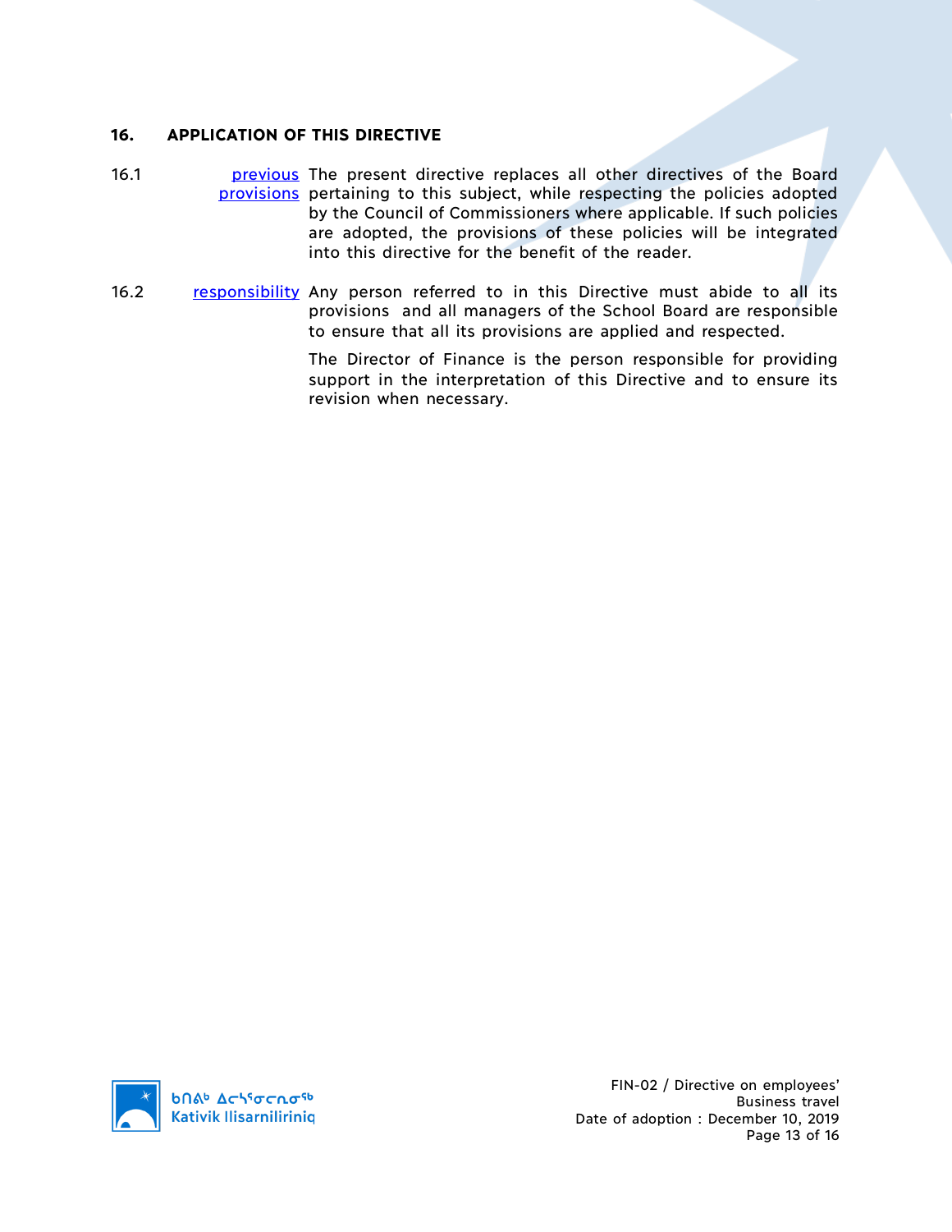## 16. APPLICATION OF THIS DIRECTIVE

16.1 previous provisions The present directive replaces all other directives of the Board pertaining to this subject, while respecting the policies adopted by the Council of Commissioners where applicable. If such policies are adopted, the provisions of these policies will be integrated into this directive for the benefit of the reader.

16.2 responsibility Any person referred to in this Directive must abide to all its provisions and all managers of the School Board are responsible to ensure that all its provisions are applied and respected.

The Director of Finance is the person responsible for providing support in the interpretation of this Directive and to ensure its revision when necessary.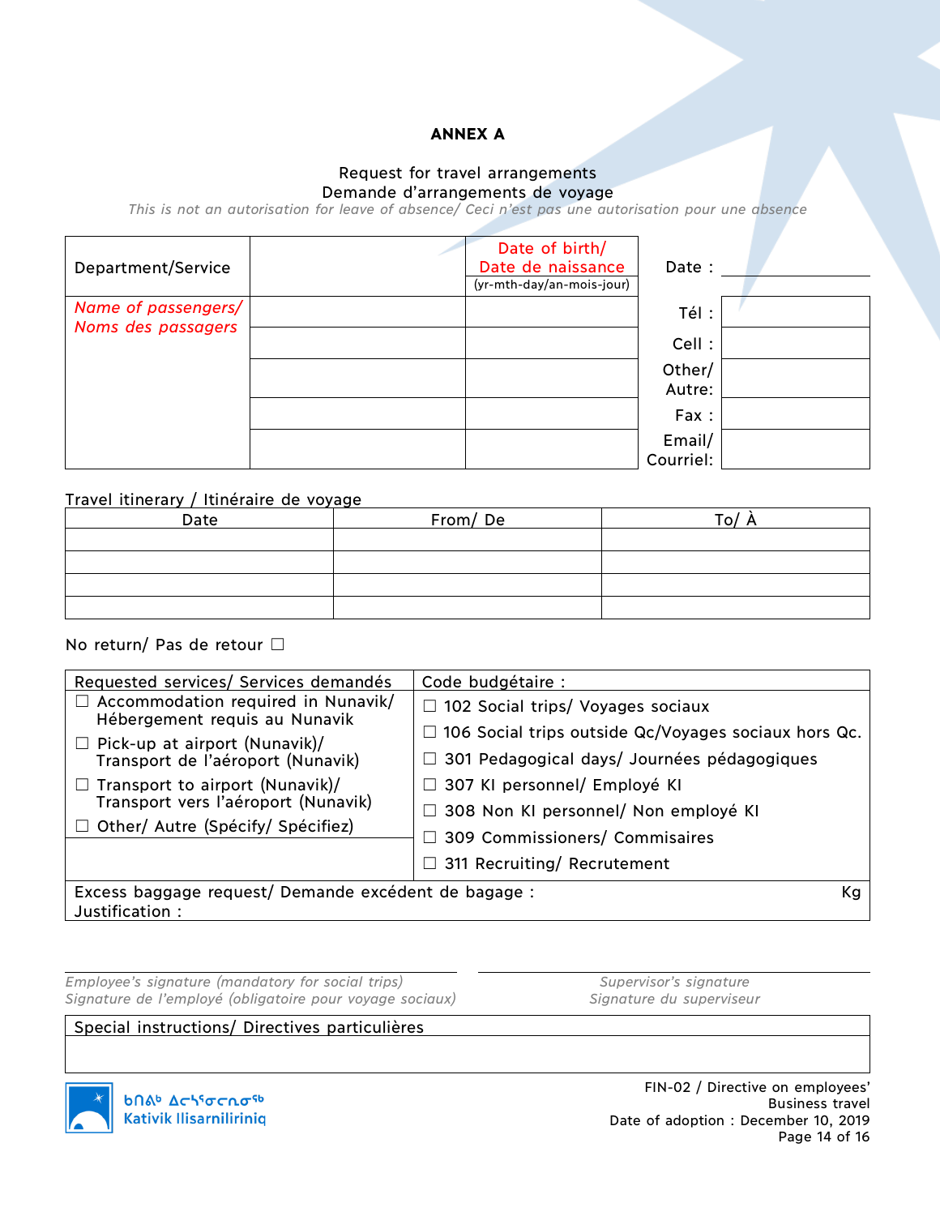# ANNEX A

Request for travel arrangements
Demande d'arrangements de voyage

*This is not an autorisation for leave of absence/ Ceci n'est pas une autorisation pour une absence*

| Department/Service | | Date of birth/ Date de naissance (yr-mth-day/an-mois-jour) | Date : | |
|---|---|---|---|---|
| *Name of passengers/ Noms des passagers* | | | Tél : | |
| | | | Cell : | |
| | | | Other/ Autre: | |
| | | | Fax : | |
| | | | Email/ Courriel: | |

Travel itinerary / Itinéraire de voyage

| Date | From/ De | To/ À |
|---|---|---|
| | | |
| | | |
| | | |
| | | |

No return/ Pas de retour ☐

| Requested services/ Services demandés | Code budgétaire : |
|---|---|
| ☐ Accommodation required in Nunavik/ Hébergement requis au Nunavik | ☐ 102 Social trips/ Voyages sociaux |
| ☐ Pick-up at airport (Nunavik)/ Transport de l'aéroport (Nunavik) | ☐ 106 Social trips outside Qc/Voyages sociaux hors Qc. |
| ☐ Transport to airport (Nunavik)/ Transport vers l'aéroport (Nunavik) | ☐ 301 Pedagogical days/ Journées pédagogiques |
| ☐ Other/ Autre (Spécify/ Spécifiez) | ☐ 307 KI personnel/ Employé KI |
| | ☐ 308 Non KI personnel/ Non employé KI |
| | ☐ 309 Commissioners/ Commisaires |
| | ☐ 311 Recruiting/ Recrutement |
| Excess baggage request/ Demande excédent de bagage : Kg<br>Justification : | |

*Employee's signature (mandatory for social trips)*
*Signature de l'employé (obligatoire pour voyage sociaux)*

*Supervisor's signature*
*Signature du superviseur*

| Special instructions/ Directives particulières |
|---|
| |

ᑲᑎᕝᕕᒃ ᐃᓕᓴᕐᓂᓕᕆᓂᖅ
Kativik Ilisarniliriniq

FIN-02 / Directive on employees' Business travel
Date of adoption : December 10, 2019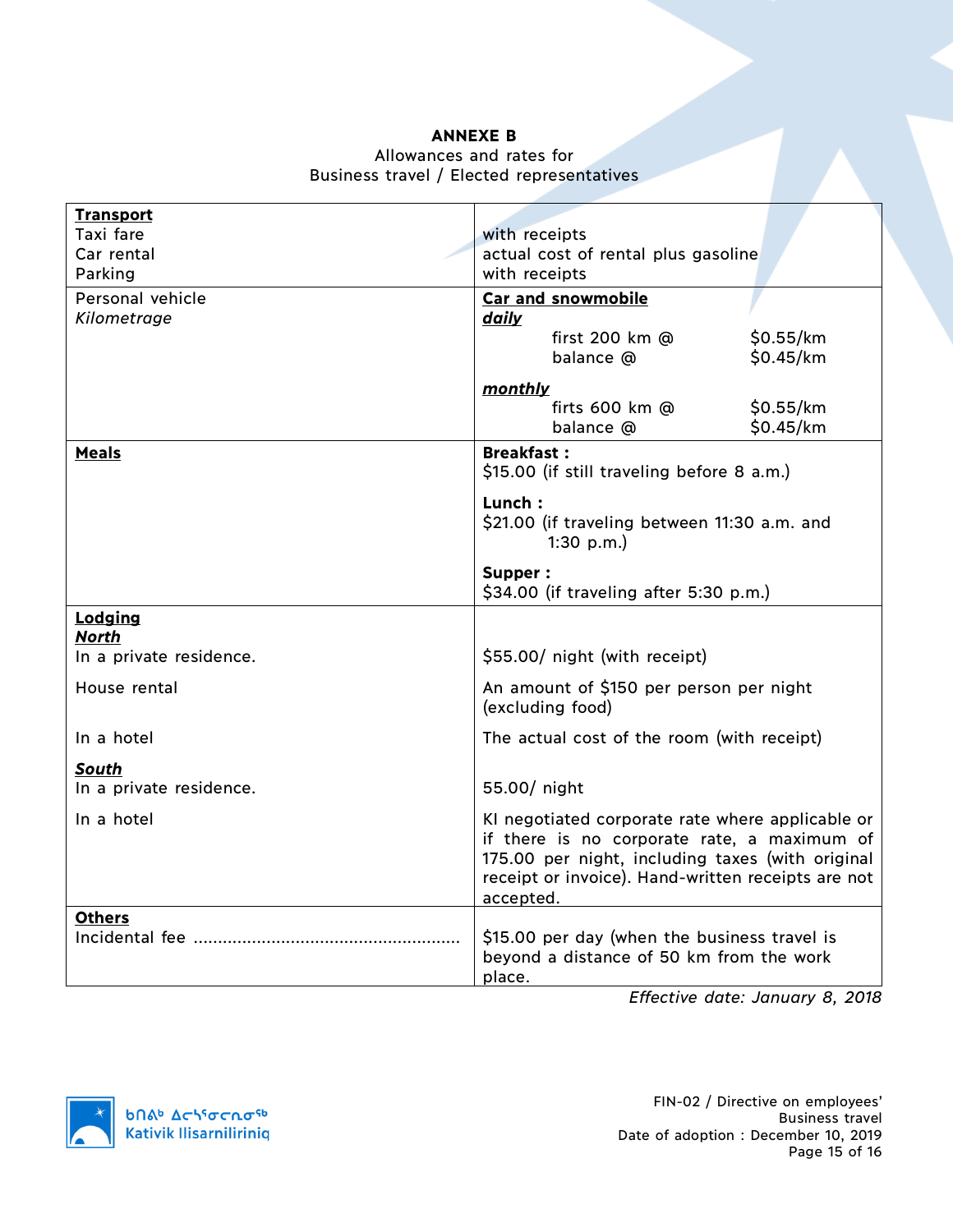**ANNEXE B**
Allowances and rates for
Business travel / Elected representatives

| | |
|---|---|
| **Transport**<br>Taxi fare<br>Car rental<br>Parking | <br>with receipts<br>actual cost of rental plus gasoline<br>with receipts |
| Personal vehicle<br>*Kilometrage* | **Car and snowmobile**<br>***daily***<br>first 200 km @ $0.55/km<br>balance @ $0.45/km<br>***monthly***<br>firts 600 km @ $0.55/km<br>balance @ $0.45/km |
| **Meals** | **Breakfast :**<br>$15.00 (if still traveling before 8 a.m.)<br>**Lunch :**<br>$21.00 (if traveling between 11:30 a.m. and 1:30 p.m.)<br>**Supper :**<br>$34.00 (if traveling after 5:30 p.m.) |
| **Lodging**<br>***North***<br>In a private residence. | <br><br>$55.00/ night (with receipt) |
| House rental | An amount of $150 per person per night (excluding food) |
| In a hotel | The actual cost of the room (with receipt) |
| ***South***<br>In a private residence. | <br>55.00/ night |
| In a hotel | KI negotiated corporate rate where applicable or if there is no corporate rate, a maximum of 175.00 per night, including taxes (with original receipt or invoice). Hand-written receipts are not accepted. |
| **Others**<br>Incidental fee ...................................................... | <br>$15.00 per day (when the business travel is beyond a distance of 50 km from the work place. |

*Effective date: January 8, 2018*

FIN-02 / Directive on employees' Business travel
Date of adoption : December 10, 2019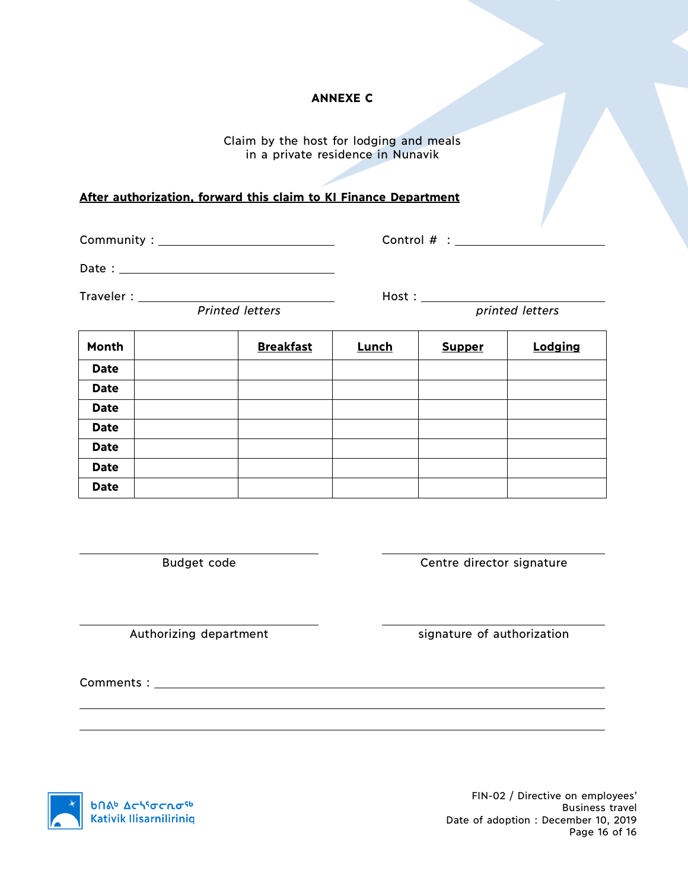# ANNEXE C

Claim by the host for lodging and meals
in a private residence in Nunavik

**After authorization, forward this claim to KI Finance Department**

Community : ______________________ Control # : ______________________

Date : ______________________

Traveler : ______________________ Host : ______________________
*Printed letters* *printed letters*

| **Month** | | **Breakfast** | **Lunch** | **Supper** | **Lodging** |
|---|---|---|---|---|---|
| **Date** | | | | | |
| **Date** | | | | | |
| **Date** | | | | | |
| **Date** | | | | | |
| **Date** | | | | | |
| **Date** | | | | | |
| **Date** | | | | | |

______________________ ______________________
Budget code Centre director signature

______________________ ______________________
Authorizing department signature of authorization

Comments : ______________________

ᑲᑎᕝᕕᒃ ᐃᓕᓭᓂᓕᕆᓂᖅ
Kativik Ilisarniliriniq

FIN-02 / Directive on employees' Business travel
Date of adoption : December 10, 2019